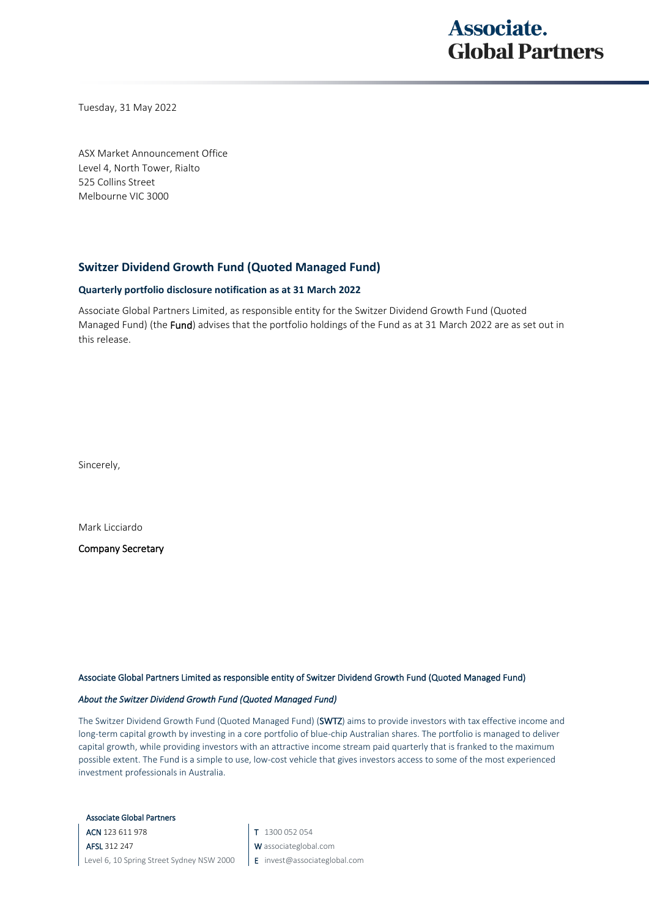Tuesday, 31 May 2022

ASX Market Announcement Office
Level 4, North Tower, Rialto
525 Collins Street
Melbourne VIC 3000

## Switzer Dividend Growth Fund (Quoted Managed Fund)

### Quarterly portfolio disclosure notification as at 31 March 2022

Associate Global Partners Limited, as responsible entity for the Switzer Dividend Growth Fund (Quoted Managed Fund) (the **Fund**) advises that the portfolio holdings of the Fund as at 31 March 2022 are as set out in this release.

Sincerely,

Mark Licciardo

Company Secretary

Associate Global Partners Limited as responsible entity of Switzer Dividend Growth Fund (Quoted Managed Fund)

*About the Switzer Dividend Growth Fund (Quoted Managed Fund)*

The Switzer Dividend Growth Fund (Quoted Managed Fund) (**SWTZ**) aims to provide investors with tax effective income and long-term capital growth by investing in a core portfolio of blue-chip Australian shares. The portfolio is managed to deliver capital growth, while providing investors with an attractive income stream paid quarterly that is franked to the maximum possible extent. The Fund is a simple to use, low-cost vehicle that gives investors access to some of the most experienced investment professionals in Australia.

Associate Global Partners
ACN 123 611 978
AFSL 312 247
Level 6, 10 Spring Street Sydney NSW 2000

T 1300 052 054
W associateglobal.com
E invest@associateglobal.com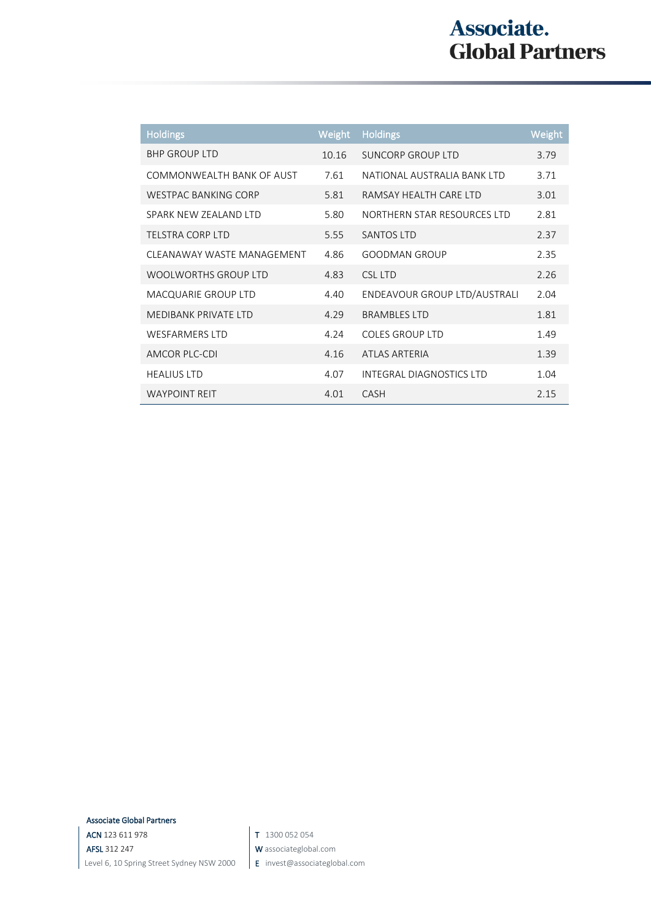| Holdings | Weight | Holdings | Weight |
|---|---|---|---|
| BHP GROUP LTD | 10.16 | SUNCORP GROUP LTD | 3.79 |
| COMMONWEALTH BANK OF AUST | 7.61 | NATIONAL AUSTRALIA BANK LTD | 3.71 |
| WESTPAC BANKING CORP | 5.81 | RAMSAY HEALTH CARE LTD | 3.01 |
| SPARK NEW ZEALAND LTD | 5.80 | NORTHERN STAR RESOURCES LTD | 2.81 |
| TELSTRA CORP LTD | 5.55 | SANTOS LTD | 2.37 |
| CLEANAWAY WASTE MANAGEMENT | 4.86 | GOODMAN GROUP | 2.35 |
| WOOLWORTHS GROUP LTD | 4.83 | CSL LTD | 2.26 |
| MACQUARIE GROUP LTD | 4.40 | ENDEAVOUR GROUP LTD/AUSTRALI | 2.04 |
| MEDIBANK PRIVATE LTD | 4.29 | BRAMBLES LTD | 1.81 |
| WESFARMERS LTD | 4.24 | COLES GROUP LTD | 1.49 |
| AMCOR PLC-CDI | 4.16 | ATLAS ARTERIA | 1.39 |
| HEALIUS LTD | 4.07 | INTEGRAL DIAGNOSTICS LTD | 1.04 |
| WAYPOINT REIT | 4.01 | CASH | 2.15 |